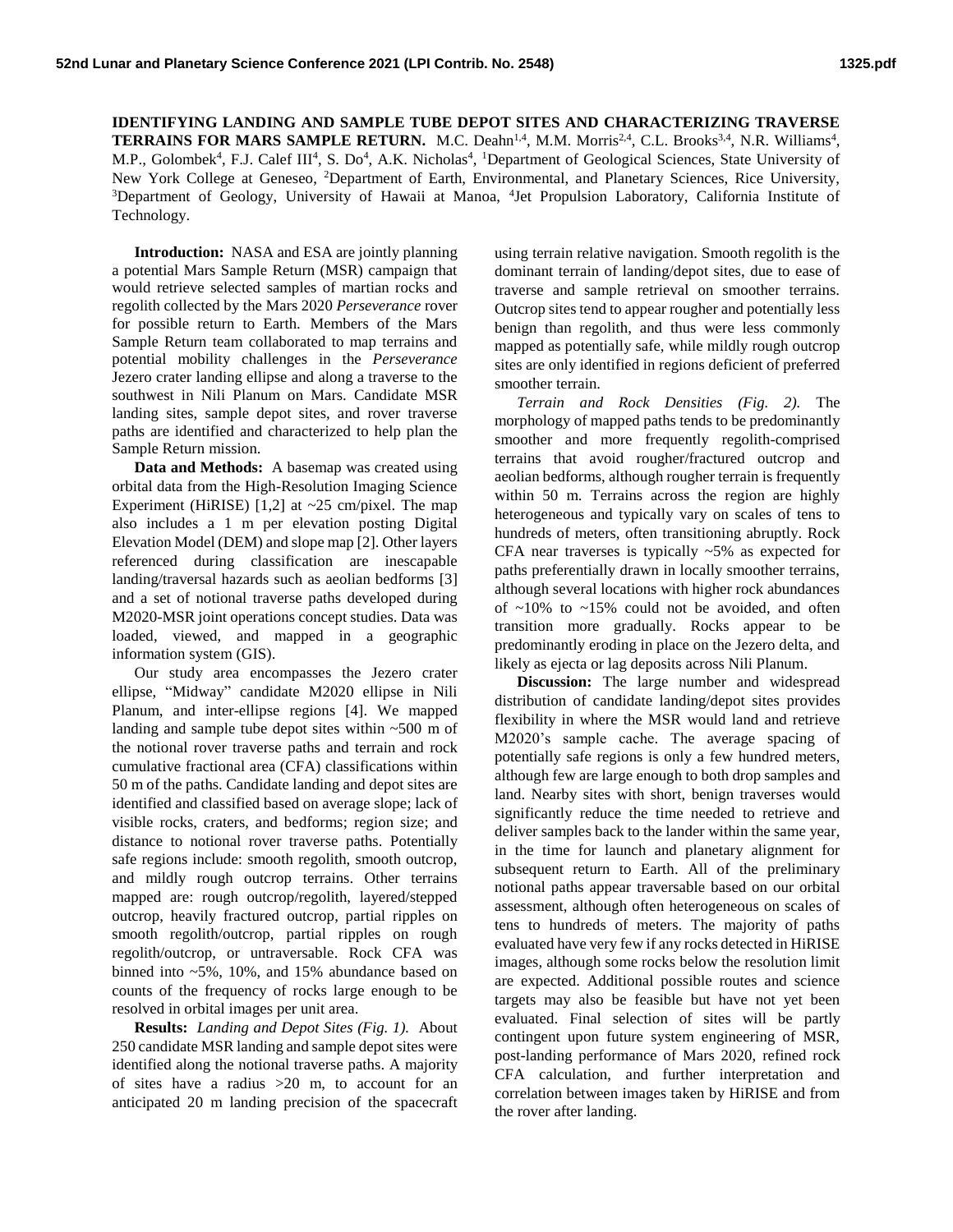**IDENTIFYING LANDING AND SAMPLE TUBE DEPOT SITES AND CHARACTERIZING TRAVERSE TERRAINS FOR MARS SAMPLE RETURN.** M.C. Deahn[1,4], M.M. Morris[2,4], C.L. Brooks[3,4], N.R. Williams[4], M.P., Golombek[4], F.J. Calef III[4], S. Do[4], A.K. Nicholas[4], [1]Department of Geological Sciences, State University of New York College at Geneseo, [2]Department of Earth, Environmental, and Planetary Sciences, Rice University, [3]Department of Geology, University of Hawaii at Manoa, [4]Jet Propulsion Laboratory, California Institute of Technology.

**Introduction:** NASA and ESA are jointly planning a potential Mars Sample Return (MSR) campaign that would retrieve selected samples of martian rocks and regolith collected by the Mars 2020 *Perseverance* rover for possible return to Earth. Members of the Mars Sample Return team collaborated to map terrains and potential mobility challenges in the *Perseverance* Jezero crater landing ellipse and along a traverse to the southwest in Nili Planum on Mars. Candidate MSR landing sites, sample depot sites, and rover traverse paths are identified and characterized to help plan the Sample Return mission.

**Data and Methods:** A basemap was created using orbital data from the High-Resolution Imaging Science Experiment (HiRISE) [1,2] at ~25 cm/pixel. The map also includes a 1 m per elevation posting Digital Elevation Model (DEM) and slope map [2]. Other layers referenced during classification are inescapable landing/traversal hazards such as aeolian bedforms [3] and a set of notional traverse paths developed during M2020-MSR joint operations concept studies. Data was loaded, viewed, and mapped in a geographic information system (GIS).

Our study area encompasses the Jezero crater ellipse, "Midway" candidate M2020 ellipse in Nili Planum, and inter-ellipse regions [4]. We mapped landing and sample tube depot sites within ~500 m of the notional rover traverse paths and terrain and rock cumulative fractional area (CFA) classifications within 50 m of the paths. Candidate landing and depot sites are identified and classified based on average slope; lack of visible rocks, craters, and bedforms; region size; and distance to notional rover traverse paths. Potentially safe regions include: smooth regolith, smooth outcrop, and mildly rough outcrop terrains. Other terrains mapped are: rough outcrop/regolith, layered/stepped outcrop, heavily fractured outcrop, partial ripples on smooth regolith/outcrop, partial ripples on rough regolith/outcrop, or untraversable. Rock CFA was binned into ~5%, 10%, and 15% abundance based on counts of the frequency of rocks large enough to be resolved in orbital images per unit area.

**Results:** *Landing and Depot Sites (Fig. 1).* About 250 candidate MSR landing and sample depot sites were identified along the notional traverse paths. A majority of sites have a radius >20 m, to account for an anticipated 20 m landing precision of the spacecraft using terrain relative navigation. Smooth regolith is the dominant terrain of landing/depot sites, due to ease of traverse and sample retrieval on smoother terrains. Outcrop sites tend to appear rougher and potentially less benign than regolith, and thus were less commonly mapped as potentially safe, while mildly rough outcrop sites are only identified in regions deficient of preferred smoother terrain.

*Terrain and Rock Densities (Fig. 2).* The morphology of mapped paths tends to be predominantly smoother and more frequently regolith-comprised terrains that avoid rougher/fractured outcrop and aeolian bedforms, although rougher terrain is frequently within 50 m. Terrains across the region are highly heterogeneous and typically vary on scales of tens to hundreds of meters, often transitioning abruptly. Rock CFA near traverses is typically ~5% as expected for paths preferentially drawn in locally smoother terrains, although several locations with higher rock abundances of ~10% to ~15% could not be avoided, and often transition more gradually. Rocks appear to be predominantly eroding in place on the Jezero delta, and likely as ejecta or lag deposits across Nili Planum.

**Discussion:** The large number and widespread distribution of candidate landing/depot sites provides flexibility in where the MSR would land and retrieve M2020's sample cache. The average spacing of potentially safe regions is only a few hundred meters, although few are large enough to both drop samples and land. Nearby sites with short, benign traverses would significantly reduce the time needed to retrieve and deliver samples back to the lander within the same year, in the time for launch and planetary alignment for subsequent return to Earth. All of the preliminary notional paths appear traversable based on our orbital assessment, although often heterogeneous on scales of tens to hundreds of meters. The majority of paths evaluated have very few if any rocks detected in HiRISE images, although some rocks below the resolution limit are expected. Additional possible routes and science targets may also be feasible but have not yet been evaluated. Final selection of sites will be partly contingent upon future system engineering of MSR, post-landing performance of Mars 2020, refined rock CFA calculation, and further interpretation and correlation between images taken by HiRISE and from the rover after landing.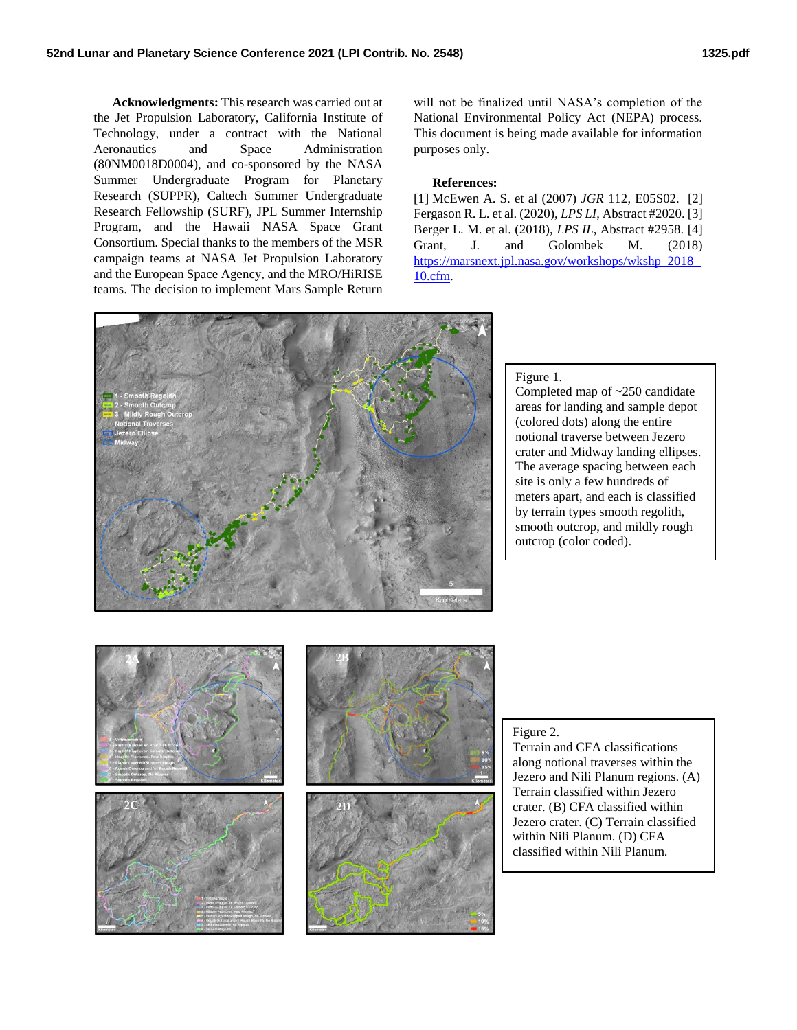**Acknowledgments:** This research was carried out at the Jet Propulsion Laboratory, California Institute of Technology, under a contract with the National Aeronautics and Space Administration (80NM0018D0004), and co-sponsored by the NASA Summer Undergraduate Program for Planetary Research (SUPPR), Caltech Summer Undergraduate Research Fellowship (SURF), JPL Summer Internship Program, and the Hawaii NASA Space Grant Consortium. Special thanks to the members of the MSR campaign teams at NASA Jet Propulsion Laboratory and the European Space Agency, and the MRO/HiRISE teams. The decision to implement Mars Sample Return will not be finalized until NASA's completion of the National Environmental Policy Act (NEPA) process. This document is being made available for information purposes only.

**References:**

[1] McEwen A. S. et al (2007) *JGR* 112, E05S02. [2] Fergason R. L. et al. (2020), *LPS LI*, Abstract #2020. [3] Berger L. M. et al. (2018), *LPS IL*, Abstract #2958. [4] Grant, J. and Golombek M. (2018) https://marsnext.jpl.nasa.gov/workshops/wkshp_2018_10.cfm.

Figure 1.
Completed map of ~250 candidate areas for landing and sample depot (colored dots) along the entire notional traverse between Jezero crater and Midway landing ellipses. The average spacing between each site is only a few hundreds of meters apart, and each is classified by terrain types smooth regolith, smooth outcrop, and mildly rough outcrop (color coded).

Figure 2.
Terrain and CFA classifications along notional traverses within the Jezero and Nili Planum regions. (A) Terrain classified within Jezero crater. (B) CFA classified within Jezero crater. (C) Terrain classified within Nili Planum. (D) CFA classified within Nili Planum.